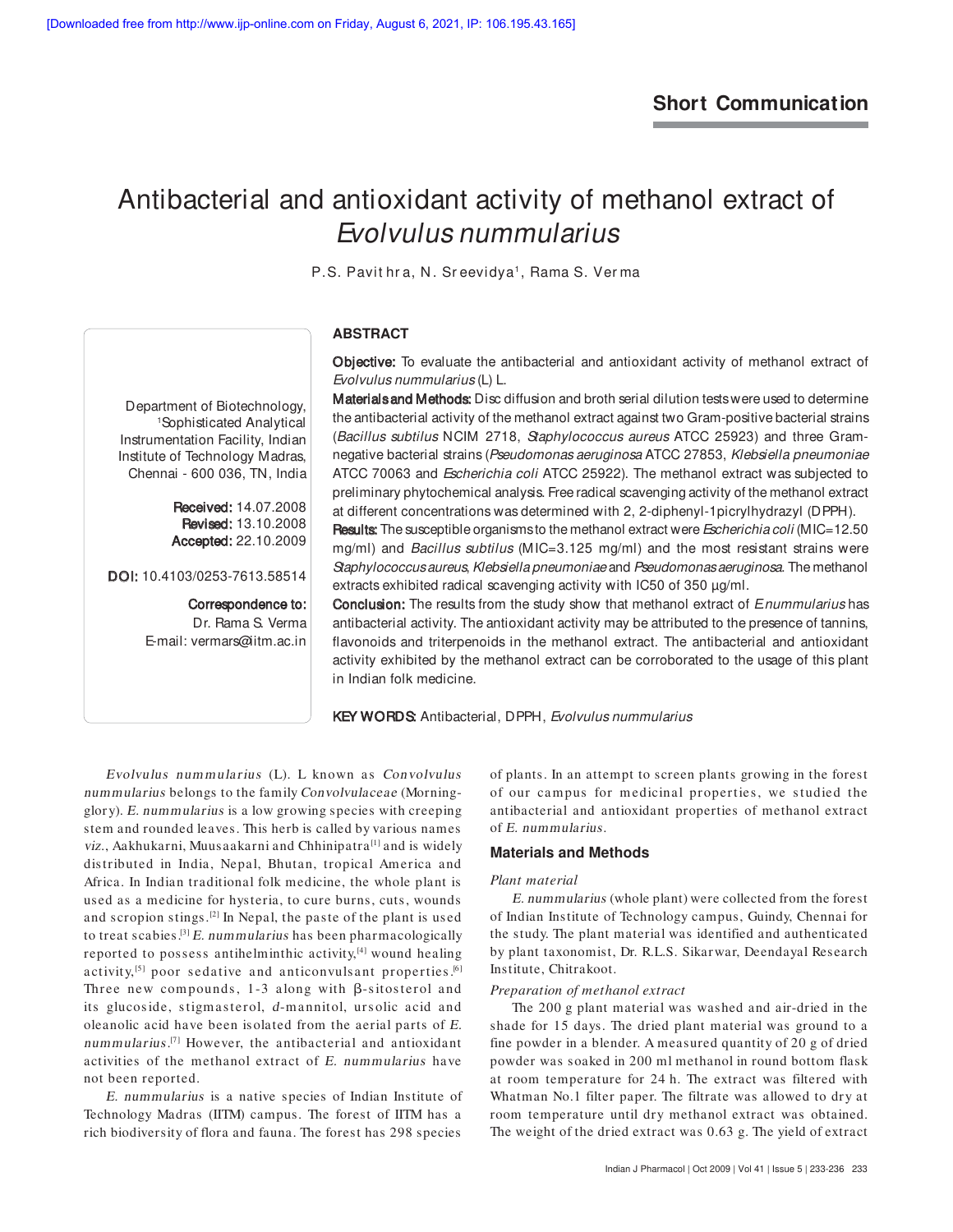Short Communication

# Antibacterial and antioxidant activity of methanol extract of *Evolvulus nummularius*

P.S. Pavithra, N. Sreevidya[1], Rama S. Verma

Department of Biotechnology, [1]Sophisticated Analytical Instrumentation Facility, Indian Institute of Technology Madras, Chennai - 600 036, TN, India

**Received:** 14.07.2008
**Revised:** 13.10.2008
**Accepted:** 22.10.2009

**DOI:** 10.4103/0253-7613.58514

**Correspondence to:**
Dr. Rama S. Verma
E-mail: vermars@iitm.ac.in

## ABSTRACT

**Objective:** To evaluate the antibacterial and antioxidant activity of methanol extract of *Evolvulus nummularius* (L) L.

**Materials and Methods:** Disc diffusion and broth serial dilution tests were used to determine the antibacterial activity of the methanol extract against two Gram-positive bacterial strains (*Bacillus subtilus* NCIM 2718, *Staphylococcus aureus* ATCC 25923) and three Gram-negative bacterial strains (*Pseudomonas aeruginosa* ATCC 27853, *Klebsiella pneumoniae* ATCC 70063 and *Escherichia coli* ATCC 25922). The methanol extract was subjected to preliminary phytochemical analysis. Free radical scavenging activity of the methanol extract at different concentrations was determined with 2, 2-diphenyl-1picrylhydrazyl (DPPH).

**Results:** The susceptible organisms to the methanol extract were *Escherichia coli* (MIC=12.50 mg/ml) and *Bacillus subtilus* (MIC=3.125 mg/ml) and the most resistant strains were *Staphylococcus aureus*, *Klebsiella pneumoniae* and *Pseudomonas aeruginosa*. The methanol extracts exhibited radical scavenging activity with IC50 of 350 µg/ml.

**Conclusion:** The results from the study show that methanol extract of *E.nummularius* has antibacterial activity. The antioxidant activity may be attributed to the presence of tannins, flavonoids and triterpenoids in the methanol extract. The antibacterial and antioxidant activity exhibited by the methanol extract can be corroborated to the usage of this plant in Indian folk medicine.

**KEY WORDS:** Antibacterial, DPPH, *Evolvulus nummularius*

*Evolvulus nummularius* (L). L known as *Convolvulus nummularius* belongs to the family *Convolvulaceae* (Morning-glory). *E. nummularius* is a low growing species with creeping stem and rounded leaves. This herb is called by various names *viz*., Aakhukarni, Muusaakarni and Chhinipatra[1] and is widely distributed in India, Nepal, Bhutan, tropical America and Africa. In Indian traditional folk medicine, the whole plant is used as a medicine for hysteria, to cure burns, cuts, wounds and scropion stings.[2] In Nepal, the paste of the plant is used to treat scabies.[3] *E. nummularius* has been pharmacologically reported to possess antihelminthic activity,[4] wound healing activity,[5] poor sedative and anticonvulsant properties.[6] Three new compounds, 1-3 along with β-sitosterol and its glucoside, stigmasterol, *d*-mannitol, ursolic acid and oleanolic acid have been isolated from the aerial parts of *E. nummularius*.[7] However, the antibacterial and antioxidant activities of the methanol extract of *E. nummularius* have not been reported.

*E. nummularius* is a native species of Indian Institute of Technology Madras (IITM) campus. The forest of IITM has a rich biodiversity of flora and fauna. The forest has 298 species of plants. In an attempt to screen plants growing in the forest of our campus for medicinal properties, we studied the antibacterial and antioxidant properties of methanol extract of *E. nummularius*.

## Materials and Methods

### *Plant material*

*E. nummularius* (whole plant) were collected from the forest of Indian Institute of Technology campus, Guindy, Chennai for the study. The plant material was identified and authenticated by plant taxonomist, Dr. R.L.S. Sikarwar, Deendayal Research Institute, Chitrakoot.

### *Preparation of methanol extract*

The 200 g plant material was washed and air-dried in the shade for 15 days. The dried plant material was ground to a fine powder in a blender. A measured quantity of 20 g of dried powder was soaked in 200 ml methanol in round bottom flask at room temperature for 24 h. The extract was filtered with Whatman No.1 filter paper. The filtrate was allowed to dry at room temperature until dry methanol extract was obtained. The weight of the dried extract was 0.63 g. The yield of extract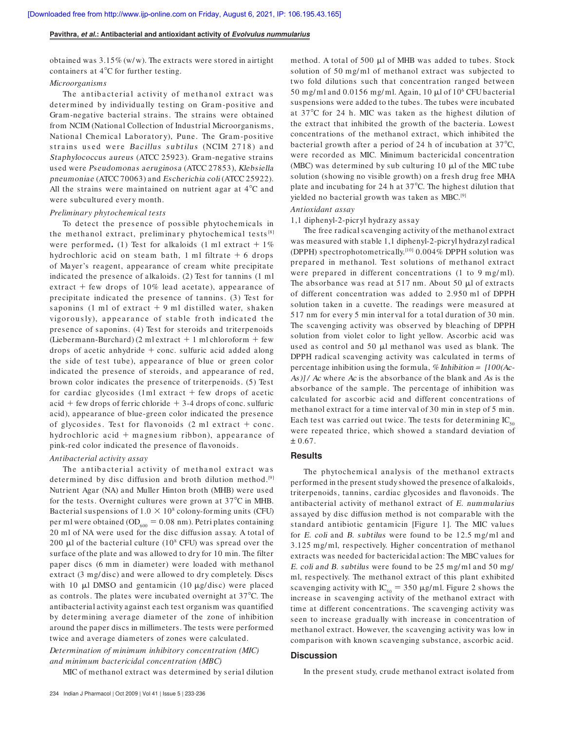obtained was 3.15% (w/w). The extracts were stored in airtight containers at 4°C for further testing.

*Microorganisms*

The antibacterial activity of methanol extract was determined by individually testing on Gram-positive and Gram-negative bacterial strains. The strains were obtained from NCIM (National Collection of Industrial Microorganisms, National Chemical Laboratory), Pune. The Gram-positive strains used were *Bacillus subtilus* (NCIM 2718) and *Staphylococcus aureus* (ATCC 25923). Gram-negative strains used were *Pseudomonas aeruginosa* (ATCC 27853), *Klebsiella pneumoniae* (ATCC 70063) and *Escherichia coli* (ATCC 25922). All the strains were maintained on nutrient agar at 4°C and were subcultured every month.

*Preliminary phytochemical tests*

To detect the presence of possible phytochemicals in the methanol extract, preliminary phytochemical tests[8] were performed. (1) Test for alkaloids (1 ml extract + 1% hydrochloric acid on steam bath, 1 ml filtrate + 6 drops of Mayer's reagent, appearance of cream white precipitate indicated the presence of alkaloids. (2) Test for tannins (1 ml extract + few drops of 10% lead acetate), appearance of precipitate indicated the presence of tannins. (3) Test for saponins (1 ml of extract + 9 ml distilled water, shaken vigorously), appearance of stable froth indicated the presence of saponins. (4) Test for steroids and triterpenoids (Liebermann-Burchard) (2 ml extract + 1 ml chloroform + few drops of acetic anhydride + conc. sulfuric acid added along the side of test tube), appearance of blue or green color indicated the presence of steroids, and appearance of red, brown color indicates the presence of triterpenoids. (5) Test for cardiac glycosides (1ml extract + few drops of acetic acid + few drops of ferric chloride + 3-4 drops of conc. sulfuric acid), appearance of blue-green color indicated the presence of glycosides. Test for flavonoids (2 ml extract + conc. hydrochloric acid + magnesium ribbon), appearance of pink-red color indicated the presence of flavonoids.

*Antibacterial activity assay*

The antibacterial activity of methanol extract was determined by disc diffusion and broth dilution method.[9] Nutrient Agar (NA) and Muller Hinton broth (MHB) were used for the tests. Overnight cultures were grown at 37°C in MHB. Bacterial suspensions of $1.0 \times 10^8$ colony-forming units (CFU) per ml were obtained ($OD_{600} = 0.08$ nm). Petri plates containing 20 ml of NA were used for the disc diffusion assay. A total of 200 µl of the bacterial culture ($10^8$ CFU) was spread over the surface of the plate and was allowed to dry for 10 min. The filter paper discs (6 mm in diameter) were loaded with methanol extract (3 mg/disc) and were allowed to dry completely. Discs with 10 µl DMSO and gentamicin (10 µg/disc) were placed as controls. The plates were incubated overnight at 37°C. The antibacterial activity against each test organism was quantified by determining average diameter of the zone of inhibition around the paper discs in millimeters. The tests were performed twice and average diameters of zones were calculated.

*Determination of minimum inhibitory concentration (MIC) and minimum bactericidal concentration (MBC)*

MIC of methanol extract was determined by serial dilution method. A total of 500 µl of MHB was added to tubes. Stock solution of 50 mg/ml of methanol extract was subjected to two fold dilutions such that concentration ranged between 50 mg/ml and 0.0156 mg/ml. Again, 10 µl of $10^6$ CFU bacterial suspensions were added to the tubes. The tubes were incubated at 37°C for 24 h. MIC was taken as the highest dilution of the extract that inhibited the growth of the bacteria. Lowest concentrations of the methanol extract, which inhibited the bacterial growth after a period of 24 h of incubation at 37°C, were recorded as MIC. Minimum bactericidal concentration (MBC) was determined by sub culturing 10 µl of the MIC tube solution (showing no visible growth) on a fresh drug free MHA plate and incubating for 24 h at 37°C. The highest dilution that yielded no bacterial growth was taken as MBC.[9]

*Antioxidant assay*

1,1 diphenyl-2-picryl hydrazy assay

The free radical scavenging activity of the methanol extract was measured with stable 1,1 diphenyl-2-picryl hydrazyl radical (DPPH) spectrophotometrically.[10] 0.004% DPPH solution was prepared in methanol. Test solutions of methanol extract were prepared in different concentrations (1 to 9 mg/ml). The absorbance was read at 517 nm. About 50 µl of extracts of different concentration was added to 2.950 ml of DPPH solution taken in a cuvette. The readings were measured at 517 nm for every 5 min interval for a total duration of 30 min. The scavenging activity was observed by bleaching of DPPH solution from violet color to light yellow. Ascorbic acid was used as control and 50 µl methanol was used as blank. The DPPH radical scavenging activity was calculated in terms of percentage inhibition using the formula, *% Inhibition = [100(Ac-As)]/ Ac* where *Ac* is the absorbance of the blank and *As* is the absorbance of the sample. The percentage of inhibition was calculated for ascorbic acid and different concentrations of methanol extract for a time interval of 30 min in step of 5 min. Each test was carried out twice. The tests for determining $IC_{50}$ were repeated thrice, which showed a standard deviation of ± 0.67.

## Results

The phytochemical analysis of the methanol extracts performed in the present study showed the presence of alkaloids, triterpenoids, tannins, cardiac glycosides and flavonoids. The antibacterial activity of methanol extract of *E. nummularius* assayed by disc diffusion method is not comparable with the standard antibiotic gentamicin [Figure 1]. The MIC values for *E. coli* and *B. subtilus* were found to be 12.5 mg/ml and 3.125 mg/ml, respectively. Higher concentration of methanol extracts was needed for bactericidal action: The MBC values for *E. coli and B. subtilus* were found to be 25 mg/ml and 50 mg/ml, respectively. The methanol extract of this plant exhibited scavenging activity with $IC_{50} = 350$ µg/ml. Figure 2 shows the increase in scavenging activity of the methanol extract with time at different concentrations. The scavenging activity was seen to increase gradually with increase in concentration of methanol extract. However, the scavenging activity was low in comparison with known scavenging substance, ascorbic acid.

## Discussion

In the present study, crude methanol extract isolated from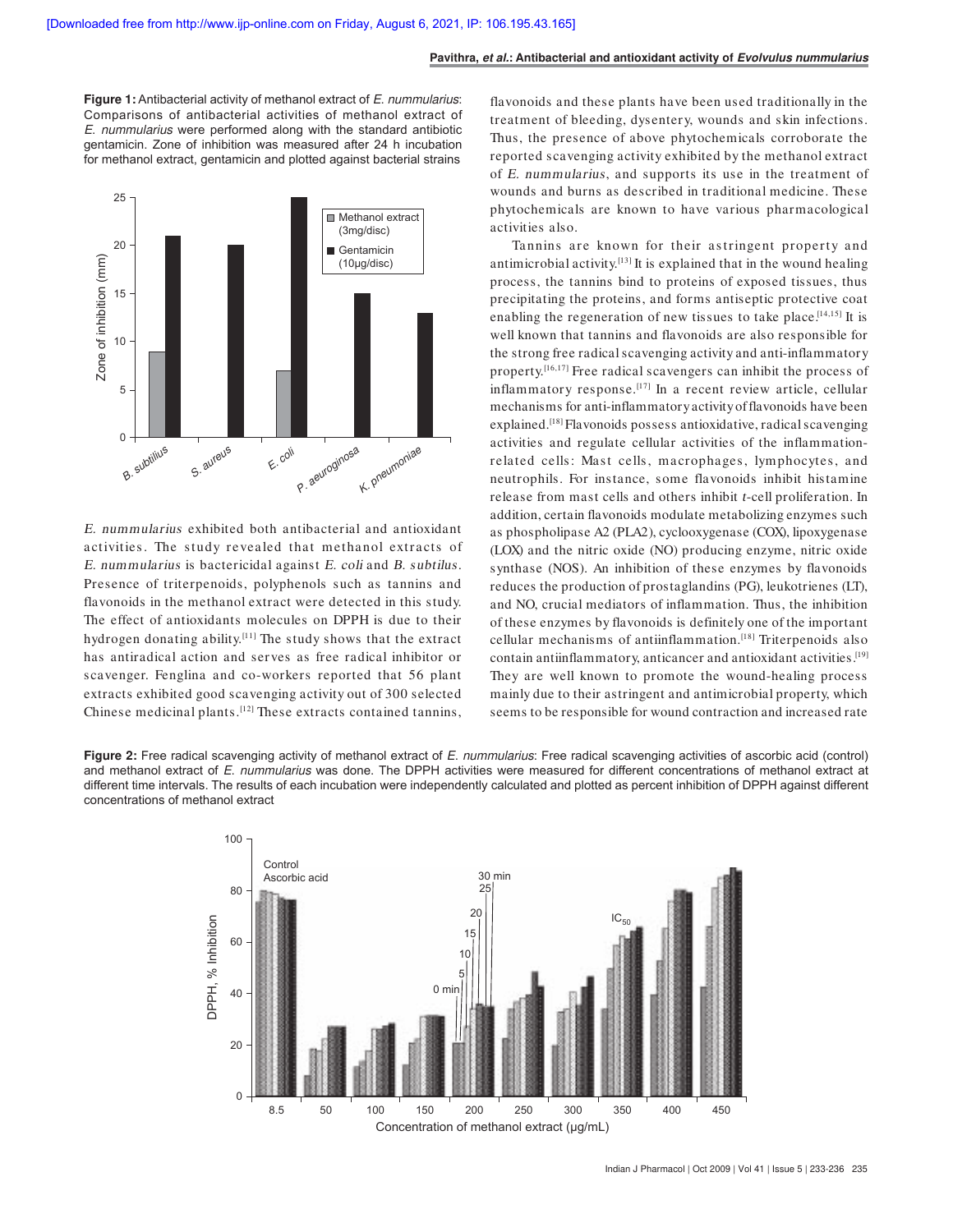**Figure 1:** Antibacterial activity of methanol extract of *E. nummularius*: Comparisons of antibacterial activities of methanol extract of *E. nummularius* were performed along with the standard antibiotic gentamicin. Zone of inhibition was measured after 24 h incubation for methanol extract, gentamicin and plotted against bacterial strains

*E. nummularius* exhibited both antibacterial and antioxidant activities. The study revealed that methanol extracts of *E. nummularius* is bactericidal against *E. coli* and *B. subtilus*. Presence of triterpenoids, polyphenols such as tannins and flavonoids in the methanol extract were detected in this study. The effect of antioxidants molecules on DPPH is due to their hydrogen donating ability.[11] The study shows that the extract has antiradical action and serves as free radical inhibitor or scavenger. Fenglina and co-workers reported that 56 plant extracts exhibited good scavenging activity out of 300 selected Chinese medicinal plants.[12] These extracts contained tannins, flavonoids and these plants have been used traditionally in the treatment of bleeding, dysentery, wounds and skin infections. Thus, the presence of above phytochemicals corroborate the reported scavenging activity exhibited by the methanol extract of *E. nummularius*, and supports its use in the treatment of wounds and burns as described in traditional medicine. These phytochemicals are known to have various pharmacological activities also.

Tannins are known for their astringent property and antimicrobial activity.[13] It is explained that in the wound healing process, the tannins bind to proteins of exposed tissues, thus precipitating the proteins, and forms antiseptic protective coat enabling the regeneration of new tissues to take place.[14,15] It is well known that tannins and flavonoids are also responsible for the strong free radical scavenging activity and anti-inflammatory property.[16,17] Free radical scavengers can inhibit the process of inflammatory response.[17] In a recent review article, cellular mechanisms for anti-inflammatory activity of flavonoids have been explained.[18] Flavonoids possess antioxidative, radical scavenging activities and regulate cellular activities of the inflammation-related cells: Mast cells, macrophages, lymphocytes, and neutrophils. For instance, some flavonoids inhibit histamine release from mast cells and others inhibit *t*-cell proliferation. In addition, certain flavonoids modulate metabolizing enzymes such as phospholipase A2 (PLA2), cyclooxygenase (COX), lipoxygenase (LOX) and the nitric oxide (NO) producing enzyme, nitric oxide synthase (NOS). An inhibition of these enzymes by flavonoids reduces the production of prostaglandins (PG), leukotrienes (LT), and NO, crucial mediators of inflammation. Thus, the inhibition of these enzymes by flavonoids is definitely one of the important cellular mechanisms of antiinflammation.[18] Triterpenoids also contain antiinflammatory, anticancer and antioxidant activities.[19] They are well known to promote the wound-healing process mainly due to their astringent and antimicrobial property, which seems to be responsible for wound contraction and increased rate

**Figure 2:** Free radical scavenging activity of methanol extract of *E. nummularius*: Free radical scavenging activities of ascorbic acid (control) and methanol extract of *E. nummularius* was done. The DPPH activities were measured for different concentrations of methanol extract at different time intervals. The results of each incubation were independently calculated and plotted as percent inhibition of DPPH against different concentrations of methanol extract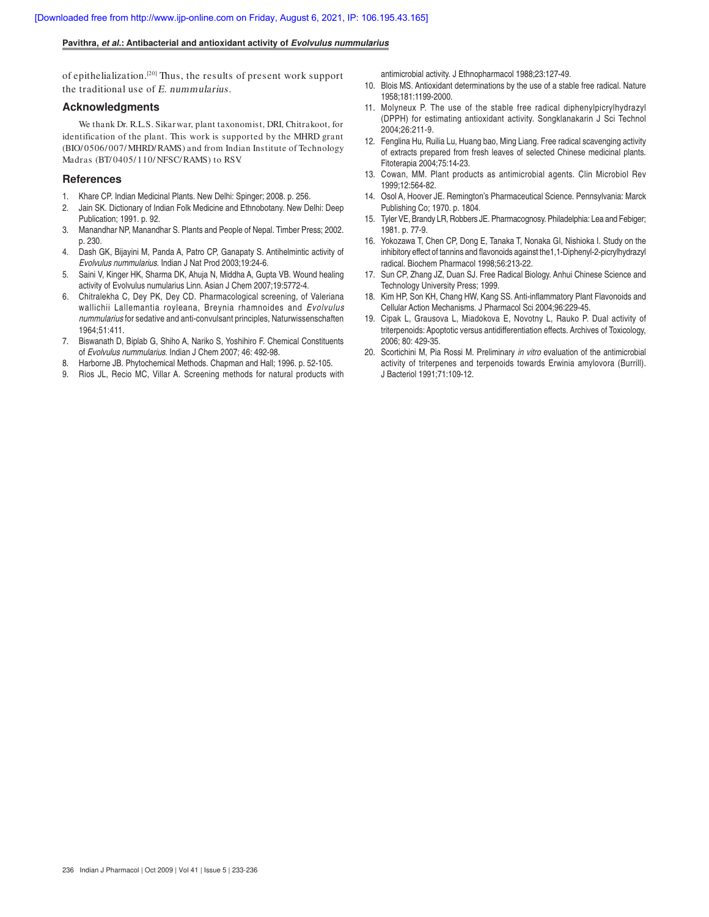of epithelialization.[20] Thus, the results of present work support the traditional use of *E. nummularius*.

## Acknowledgments

We thank Dr. R.L.S. Sikarwar, plant taxonomist, DRI, Chitrakoot, for identification of the plant. This work is supported by the MHRD grant (BIO/0506/007/MHRD/RAMS) and from Indian Institute of Technology Madras (BT/0405/110/NFSC/RAMS) to RSV.

## References

1. Khare CP. Indian Medicinal Plants. New Delhi: Spinger; 2008. p. 256.
2. Jain SK. Dictionary of Indian Folk Medicine and Ethnobotany. New Delhi: Deep Publication; 1991. p. 92.
3. Manandhar NP, Manandhar S. Plants and People of Nepal. Timber Press; 2002. p. 230.
4. Dash GK, Bijayini M, Panda A, Patro CP, Ganapaty S. Antihelmintic activity of *Evolvulus nummularius*. Indian J Nat Prod 2003;19:24-6.
5. Saini V, Kinger HK, Sharma DK, Ahuja N, Middha A, Gupta VB. Wound healing activity of Evolvulus numularius Linn. Asian J Chem 2007;19:5772-4.
6. Chitralekha C, Dey PK, Dey CD. Pharmacological screening, of Valeriana wallichii Lallemantia royleana, Breynia rhamnoides and *Evolvulus nummularius* for sedative and anti-convulsant principles, Naturwissenschaften 1964;51:411.
7. Biswanath D, Biplab G, Shiho A, Nariko S, Yoshihiro F. Chemical Constituents of *Evolvulus nummularius*. Indian J Chem 2007; 46: 492-98.
8. Harborne JB. Phytochemical Methods. Chapman and Hall; 1996. p. 52-105.
9. Rios JL, Recio MC, Villar A. Screening methods for natural products with antimicrobial activity. J Ethnopharmacol 1988;23:127-49.
10. Blois MS. Antioxidant determinations by the use of a stable free radical. Nature 1958;181:1199-2000.
11. Molyneux P. The use of the stable free radical diphenylpicrylhydrazyl (DPPH) for estimating antioxidant activity. Songklanakarin J Sci Technol 2004;26:211-9.
12. Fenglina Hu, Ruilia Lu, Huang bao, Ming Liang. Free radical scavenging activity of extracts prepared from fresh leaves of selected Chinese medicinal plants. Fitoterapia 2004;75:14-23.
13. Cowan, MM. Plant products as antimicrobial agents. Clin Microbiol Rev 1999;12:564-82.
14. Osol A, Hoover JE. Remington's Pharmaceutical Science. Pennsylvania: Marck Publishing Co; 1970. p. 1804.
15. Tyler VE, Brandy LR, Robbers JE. Pharmacognosy. Philadelphia: Lea and Febiger; 1981. p. 77-9.
16. Yokozawa T, Chen CP, Dong E, Tanaka T, Nonaka GI, Nishioka I. Study on the inhibitory effect of tannins and flavonoids against the1,1-Diphenyl-2-picrylhydrazyl radical. Biochem Pharmacol 1998;56:213-22.
17. Sun CP, Zhang JZ, Duan SJ. Free Radical Biology. Anhui Chinese Science and Technology University Press; 1999.
18. Kim HP, Son KH, Chang HW, Kang SS. Anti-inflammatory Plant Flavonoids and Cellular Action Mechanisms. J Pharmacol Sci 2004;96:229-45.
19. Cipak L, Grausova L, Miadokova E, Novotny L, Rauko P. Dual activity of triterpenoids: Apoptotic versus antidifferentiation effects. Archives of Toxicology, 2006; 80: 429-35.
20. Scortichini M, Pia Rossi M. Preliminary *in vitro* evaluation of the antimicrobial activity of triterpenes and terpenoids towards Erwinia amylovora (Burrill). J Bacteriol 1991;71:109-12.